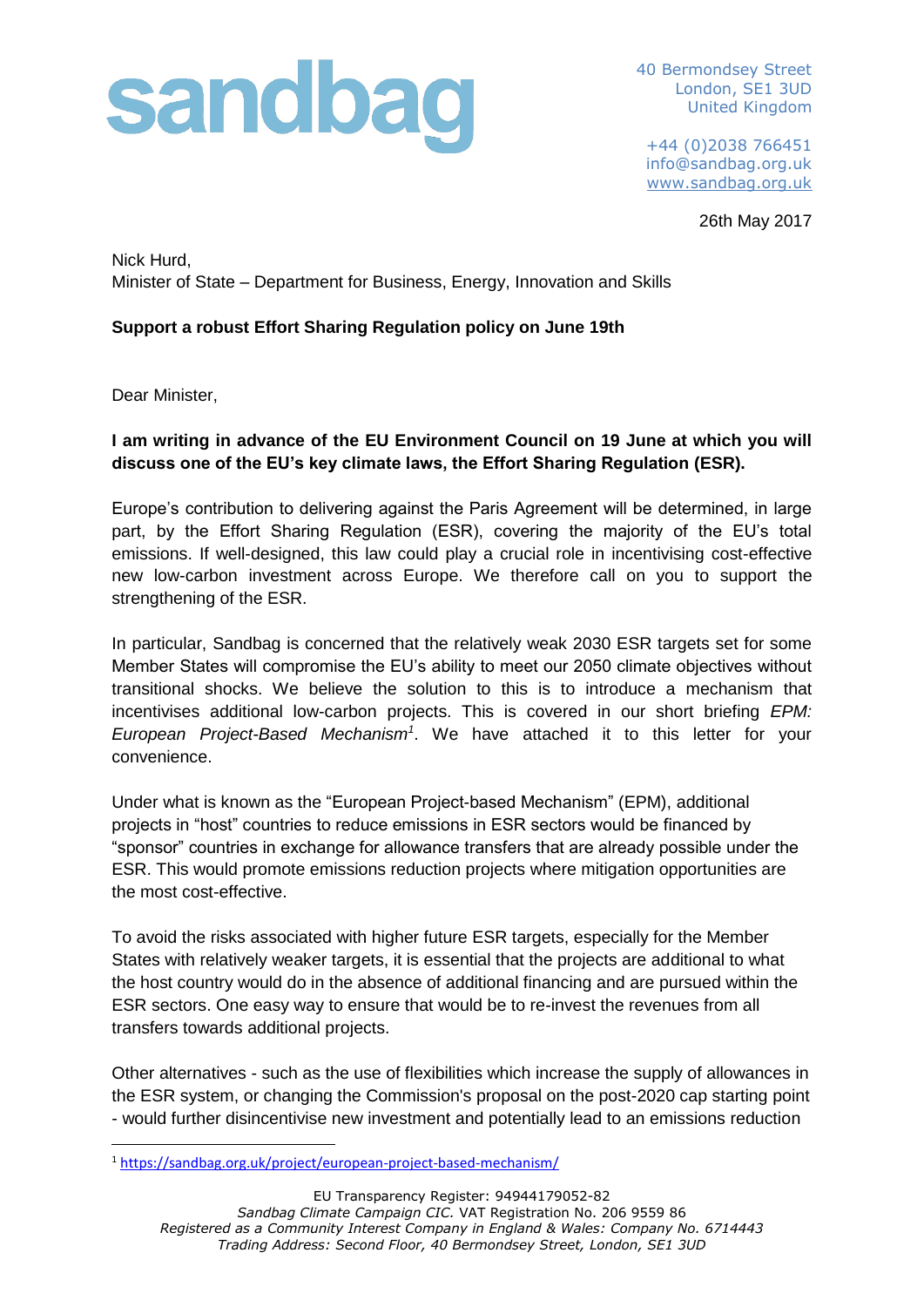sandbag

40 Bermondsey Street
London, SE1 3UD
United Kingdom

+44 (0)2038 766451
info@sandbag.org.uk
www.sandbag.org.uk

26th May 2017

Nick Hurd,
Minister of State – Department for Business, Energy, Innovation and Skills

**Support a robust Effort Sharing Regulation policy on June 19th**

Dear Minister,

**I am writing in advance of the EU Environment Council on 19 June at which you will discuss one of the EU's key climate laws, the Effort Sharing Regulation (ESR).**

Europe's contribution to delivering against the Paris Agreement will be determined, in large part, by the Effort Sharing Regulation (ESR), covering the majority of the EU's total emissions. If well-designed, this law could play a crucial role in incentivising cost-effective new low-carbon investment across Europe. We therefore call on you to support the strengthening of the ESR.

In particular, Sandbag is concerned that the relatively weak 2030 ESR targets set for some Member States will compromise the EU's ability to meet our 2050 climate objectives without transitional shocks. We believe the solution to this is to introduce a mechanism that incentivises additional low-carbon projects. This is covered in our short briefing *EPM: European Project-Based Mechanism*[1]. We have attached it to this letter for your convenience.

Under what is known as the "European Project-based Mechanism" (EPM), additional projects in "host" countries to reduce emissions in ESR sectors would be financed by "sponsor" countries in exchange for allowance transfers that are already possible under the ESR. This would promote emissions reduction projects where mitigation opportunities are the most cost-effective.

To avoid the risks associated with higher future ESR targets, especially for the Member States with relatively weaker targets, it is essential that the projects are additional to what the host country would do in the absence of additional financing and are pursued within the ESR sectors. One easy way to ensure that would be to re-invest the revenues from all transfers towards additional projects.

Other alternatives - such as the use of flexibilities which increase the supply of allowances in the ESR system, or changing the Commission's proposal on the post-2020 cap starting point - would further disincentivise new investment and potentially lead to an emissions reduction

[1] https://sandbag.org.uk/project/european-project-based-mechanism/

EU Transparency Register: 94944179052-82
*Sandbag Climate Campaign CIC.* VAT Registration No. 206 9559 86
*Registered as a Community Interest Company in England & Wales: Company No. 6714443*
*Trading Address: Second Floor, 40 Bermondsey Street, London, SE1 3UD*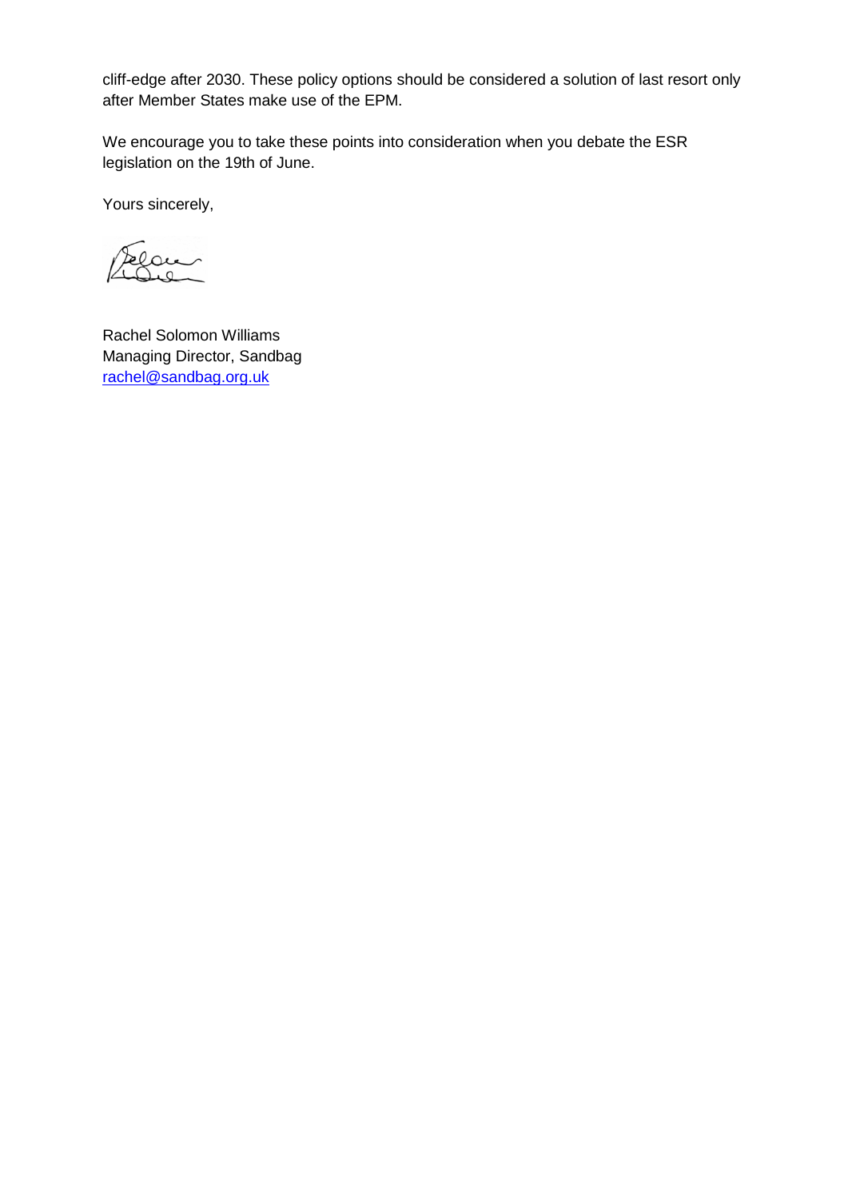cliff-edge after 2030. These policy options should be considered a solution of last resort only after Member States make use of the EPM.

We encourage you to take these points into consideration when you debate the ESR legislation on the 19th of June.

Yours sincerely,

Rachel Solomon Williams
Managing Director, Sandbag
rachel@sandbag.org.uk